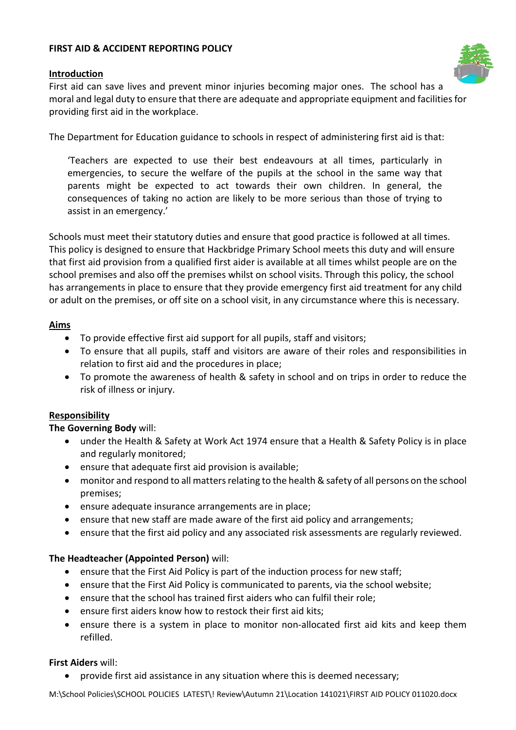# FIRST AID & ACCIDENT REPORTING POLICY

## Introduction

First aid can save lives and prevent minor injuries becoming major ones. The school has a moral and legal duty to ensure that there are adequate and appropriate equipment and facilities for providing first aid in the workplace.

The Department for Education guidance to schools in respect of administering first aid is that:

> 'Teachers are expected to use their best endeavours at all times, particularly in emergencies, to secure the welfare of the pupils at the school in the same way that parents might be expected to act towards their own children. In general, the consequences of taking no action are likely to be more serious than those of trying to assist in an emergency.'

Schools must meet their statutory duties and ensure that good practice is followed at all times. This policy is designed to ensure that Hackbridge Primary School meets this duty and will ensure that first aid provision from a qualified first aider is available at all times whilst people are on the school premises and also off the premises whilst on school visits. Through this policy, the school has arrangements in place to ensure that they provide emergency first aid treatment for any child or adult on the premises, or off site on a school visit, in any circumstance where this is necessary.

## Aims

- To provide effective first aid support for all pupils, staff and visitors;
- To ensure that all pupils, staff and visitors are aware of their roles and responsibilities in relation to first aid and the procedures in place;
- To promote the awareness of health & safety in school and on trips in order to reduce the risk of illness or injury.

## Responsibility

**The Governing Body** will:

- under the Health & Safety at Work Act 1974 ensure that a Health & Safety Policy is in place and regularly monitored;
- ensure that adequate first aid provision is available;
- monitor and respond to all matters relating to the health & safety of all persons on the school premises;
- ensure adequate insurance arrangements are in place;
- ensure that new staff are made aware of the first aid policy and arrangements;
- ensure that the first aid policy and any associated risk assessments are regularly reviewed.

**The Headteacher (Appointed Person)** will:

- ensure that the First Aid Policy is part of the induction process for new staff;
- ensure that the First Aid Policy is communicated to parents, via the school website;
- ensure that the school has trained first aiders who can fulfil their role;
- ensure first aiders know how to restock their first aid kits;
- ensure there is a system in place to monitor non-allocated first aid kits and keep them refilled.

**First Aiders** will:

- provide first aid assistance in any situation where this is deemed necessary;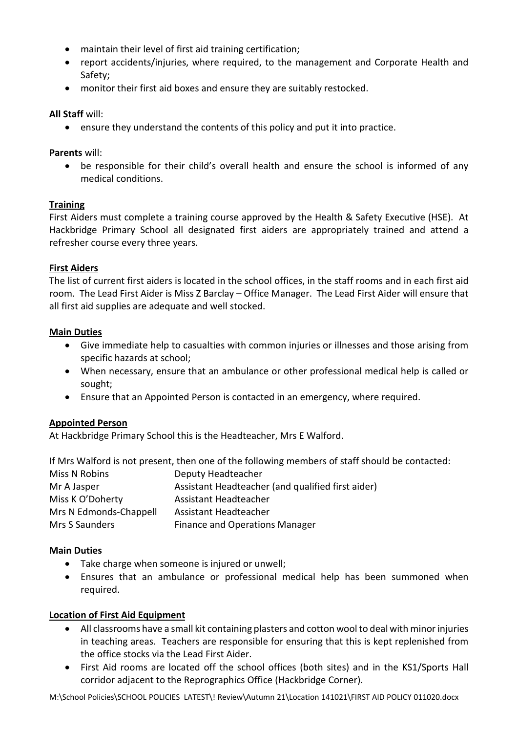- maintain their level of first aid training certification;
- report accidents/injuries, where required, to the management and Corporate Health and Safety;
- monitor their first aid boxes and ensure they are suitably restocked.

**All Staff** will:

- ensure they understand the contents of this policy and put it into practice.

**Parents** will:

- be responsible for their child's overall health and ensure the school is informed of any medical conditions.

## Training

First Aiders must complete a training course approved by the Health & Safety Executive (HSE). At Hackbridge Primary School all designated first aiders are appropriately trained and attend a refresher course every three years.

## First Aiders

The list of current first aiders is located in the school offices, in the staff rooms and in each first aid room. The Lead First Aider is Miss Z Barclay – Office Manager. The Lead First Aider will ensure that all first aid supplies are adequate and well stocked.

## Main Duties

- Give immediate help to casualties with common injuries or illnesses and those arising from specific hazards at school;
- When necessary, ensure that an ambulance or other professional medical help is called or sought;
- Ensure that an Appointed Person is contacted in an emergency, where required.

## Appointed Person

At Hackbridge Primary School this is the Headteacher, Mrs E Walford.

If Mrs Walford is not present, then one of the following members of staff should be contacted:

| | |
|---|---|
| Miss N Robins | Deputy Headteacher |
| Mr A Jasper | Assistant Headteacher (and qualified first aider) |
| Miss K O'Doherty | Assistant Headteacher |
| Mrs N Edmonds-Chappell | Assistant Headteacher |
| Mrs S Saunders | Finance and Operations Manager |

**Main Duties**

- Take charge when someone is injured or unwell;
- Ensures that an ambulance or professional medical help has been summoned when required.

## Location of First Aid Equipment

- All classrooms have a small kit containing plasters and cotton wool to deal with minor injuries in teaching areas. Teachers are responsible for ensuring that this is kept replenished from the office stocks via the Lead First Aider.
- First Aid rooms are located off the school offices (both sites) and in the KS1/Sports Hall corridor adjacent to the Reprographics Office (Hackbridge Corner).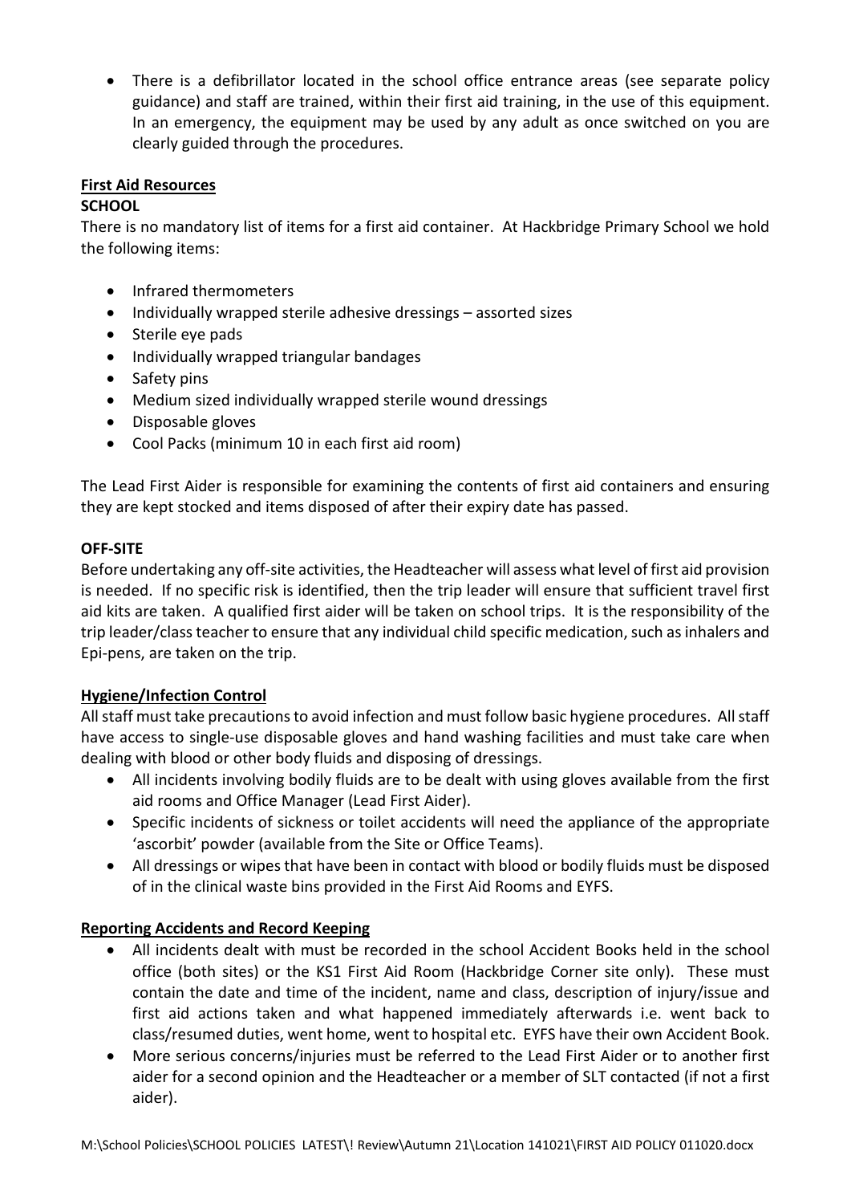- There is a defibrillator located in the school office entrance areas (see separate policy guidance) and staff are trained, within their first aid training, in the use of this equipment. In an emergency, the equipment may be used by any adult as once switched on you are clearly guided through the procedures.

## First Aid Resources

**SCHOOL**

There is no mandatory list of items for a first aid container. At Hackbridge Primary School we hold the following items:

- Infrared thermometers
- Individually wrapped sterile adhesive dressings – assorted sizes
- Sterile eye pads
- Individually wrapped triangular bandages
- Safety pins
- Medium sized individually wrapped sterile wound dressings
- Disposable gloves
- Cool Packs (minimum 10 in each first aid room)

The Lead First Aider is responsible for examining the contents of first aid containers and ensuring they are kept stocked and items disposed of after their expiry date has passed.

**OFF-SITE**

Before undertaking any off-site activities, the Headteacher will assess what level of first aid provision is needed. If no specific risk is identified, then the trip leader will ensure that sufficient travel first aid kits are taken. A qualified first aider will be taken on school trips. It is the responsibility of the trip leader/class teacher to ensure that any individual child specific medication, such as inhalers and Epi-pens, are taken on the trip.

## Hygiene/Infection Control

All staff must take precautions to avoid infection and must follow basic hygiene procedures. All staff have access to single-use disposable gloves and hand washing facilities and must take care when dealing with blood or other body fluids and disposing of dressings.

- All incidents involving bodily fluids are to be dealt with using gloves available from the first aid rooms and Office Manager (Lead First Aider).
- Specific incidents of sickness or toilet accidents will need the appliance of the appropriate 'ascorbit' powder (available from the Site or Office Teams).
- All dressings or wipes that have been in contact with blood or bodily fluids must be disposed of in the clinical waste bins provided in the First Aid Rooms and EYFS.

## Reporting Accidents and Record Keeping

- All incidents dealt with must be recorded in the school Accident Books held in the school office (both sites) or the KS1 First Aid Room (Hackbridge Corner site only). These must contain the date and time of the incident, name and class, description of injury/issue and first aid actions taken and what happened immediately afterwards i.e. went back to class/resumed duties, went home, went to hospital etc. EYFS have their own Accident Book.
- More serious concerns/injuries must be referred to the Lead First Aider or to another first aider for a second opinion and the Headteacher or a member of SLT contacted (if not a first aider).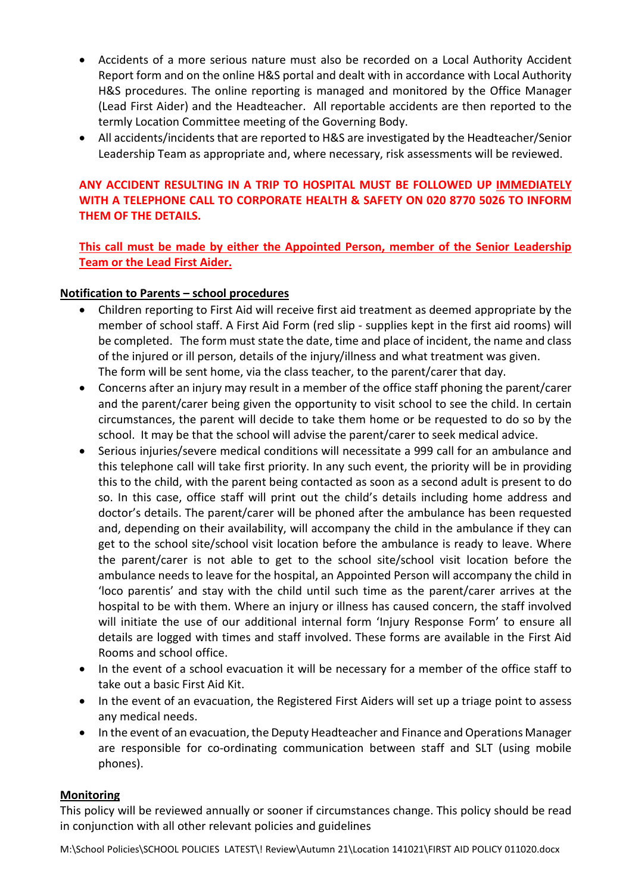- Accidents of a more serious nature must also be recorded on a Local Authority Accident Report form and on the online H&S portal and dealt with in accordance with Local Authority H&S procedures. The online reporting is managed and monitored by the Office Manager (Lead First Aider) and the Headteacher. All reportable accidents are then reported to the termly Location Committee meeting of the Governing Body.
- All accidents/incidents that are reported to H&S are investigated by the Headteacher/Senior Leadership Team as appropriate and, where necessary, risk assessments will be reviewed.

**ANY ACCIDENT RESULTING IN A TRIP TO HOSPITAL MUST BE FOLLOWED UP IMMEDIATELY WITH A TELEPHONE CALL TO CORPORATE HEALTH & SAFETY ON 020 8770 5026 TO INFORM THEM OF THE DETAILS.**

**This call must be made by either the Appointed Person, member of the Senior Leadership Team or the Lead First Aider.**

**Notification to Parents – school procedures**

- Children reporting to First Aid will receive first aid treatment as deemed appropriate by the member of school staff. A First Aid Form (red slip - supplies kept in the first aid rooms) will be completed. The form must state the date, time and place of incident, the name and class of the injured or ill person, details of the injury/illness and what treatment was given. The form will be sent home, via the class teacher, to the parent/carer that day.
- Concerns after an injury may result in a member of the office staff phoning the parent/carer and the parent/carer being given the opportunity to visit school to see the child. In certain circumstances, the parent will decide to take them home or be requested to do so by the school. It may be that the school will advise the parent/carer to seek medical advice.
- Serious injuries/severe medical conditions will necessitate a 999 call for an ambulance and this telephone call will take first priority. In any such event, the priority will be in providing this to the child, with the parent being contacted as soon as a second adult is present to do so. In this case, office staff will print out the child's details including home address and doctor's details. The parent/carer will be phoned after the ambulance has been requested and, depending on their availability, will accompany the child in the ambulance if they can get to the school site/school visit location before the ambulance is ready to leave. Where the parent/carer is not able to get to the school site/school visit location before the ambulance needs to leave for the hospital, an Appointed Person will accompany the child in 'loco parentis' and stay with the child until such time as the parent/carer arrives at the hospital to be with them. Where an injury or illness has caused concern, the staff involved will initiate the use of our additional internal form 'Injury Response Form' to ensure all details are logged with times and staff involved. These forms are available in the First Aid Rooms and school office.
- In the event of a school evacuation it will be necessary for a member of the office staff to take out a basic First Aid Kit.
- In the event of an evacuation, the Registered First Aiders will set up a triage point to assess any medical needs.
- In the event of an evacuation, the Deputy Headteacher and Finance and Operations Manager are responsible for co-ordinating communication between staff and SLT (using mobile phones).

**Monitoring**

This policy will be reviewed annually or sooner if circumstances change. This policy should be read in conjunction with all other relevant policies and guidelines

M:\School Policies\SCHOOL POLICIES LATEST\! Review\Autumn 21\Location 141021\FIRST AID POLICY 011020.docx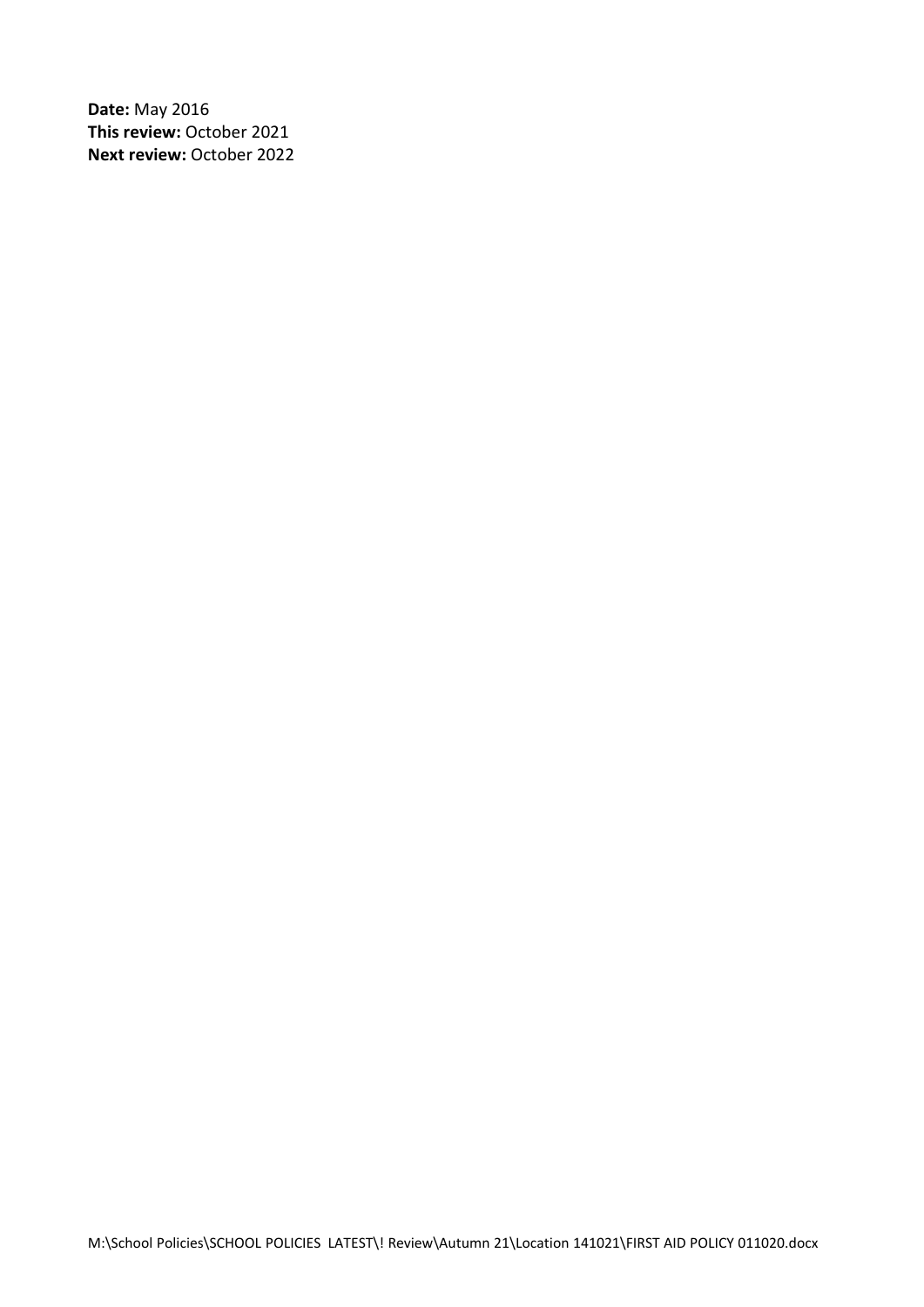**Date:** May 2016
**This review:** October 2021
**Next review:** October 2022